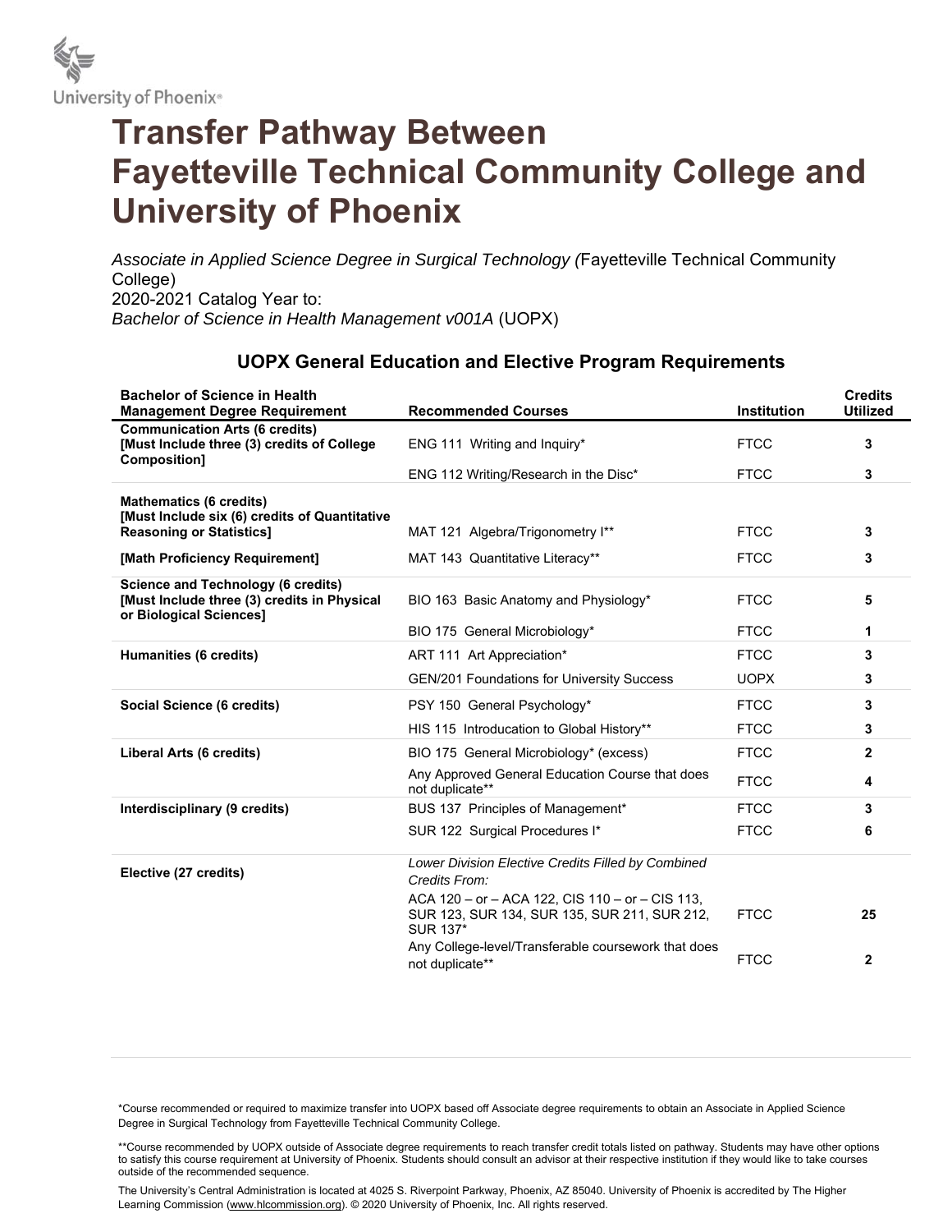# Transfer Pathway Between Fayetteville Technical Community College and University of Phoenix

*Associate in Applied Science Degree in Surgical Technology (*Fayetteville Technical Community College)
2020-2021 Catalog Year to:
*Bachelor of Science in Health Management v001A* (UOPX)

## UOPX General Education and Elective Program Requirements

| Bachelor of Science in Health Management Degree Requirement | Recommended Courses | Institution | Credits Utilized |
|---|---|---|---|
| **Communication Arts (6 credits) [Must Include three (3) credits of College Composition]** | ENG 111 Writing and Inquiry* | FTCC | **3** |
| | ENG 112 Writing/Research in the Disc* | FTCC | **3** |
| **Mathematics (6 credits) [Must Include six (6) credits of Quantitative Reasoning or Statistics]** | MAT 121 Algebra/Trigonometry I** | FTCC | **3** |
| **[Math Proficiency Requirement]** | MAT 143 Quantitative Literacy** | FTCC | **3** |
| **Science and Technology (6 credits) [Must Include three (3) credits in Physical or Biological Sciences]** | BIO 163 Basic Anatomy and Physiology* | FTCC | **5** |
| | BIO 175 General Microbiology* | FTCC | **1** |
| **Humanities (6 credits)** | ART 111 Art Appreciation* | FTCC | **3** |
| | GEN/201 Foundations for University Success | UOPX | **3** |
| **Social Science (6 credits)** | PSY 150 General Psychology* | FTCC | **3** |
| | HIS 115 Introducation to Global History** | FTCC | **3** |
| **Liberal Arts (6 credits)** | BIO 175 General Microbiology* (excess) | FTCC | **2** |
| | Any Approved General Education Course that does not duplicate** | FTCC | **4** |
| **Interdisciplinary (9 credits)** | BUS 137 Principles of Management* | FTCC | **3** |
| | SUR 122 Surgical Procedures I* | FTCC | **6** |
| **Elective (27 credits)** | *Lower Division Elective Credits Filled by Combined Credits From:* ACA 120 – or – ACA 122, CIS 110 – or – CIS 113, SUR 123, SUR 134, SUR 135, SUR 211, SUR 212, SUR 137* | FTCC | **25** |
| | Any College-level/Transferable coursework that does not duplicate** | FTCC | **2** |

*Course recommended or required to maximize transfer into UOPX based off Associate degree requirements to obtain an Associate in Applied Science Degree in Surgical Technology from Fayetteville Technical Community College.

**Course recommended by UOPX outside of Associate degree requirements to reach transfer credit totals listed on pathway. Students may have other options to satisfy this course requirement at University of Phoenix. Students should consult an advisor at their respective institution if they would like to take courses outside of the recommended sequence.

The University's Central Administration is located at 4025 S. Riverpoint Parkway, Phoenix, AZ 85040. University of Phoenix is accredited by The Higher Learning Commission (www.hlcommission.org). © 2020 University of Phoenix, Inc. All rights reserved.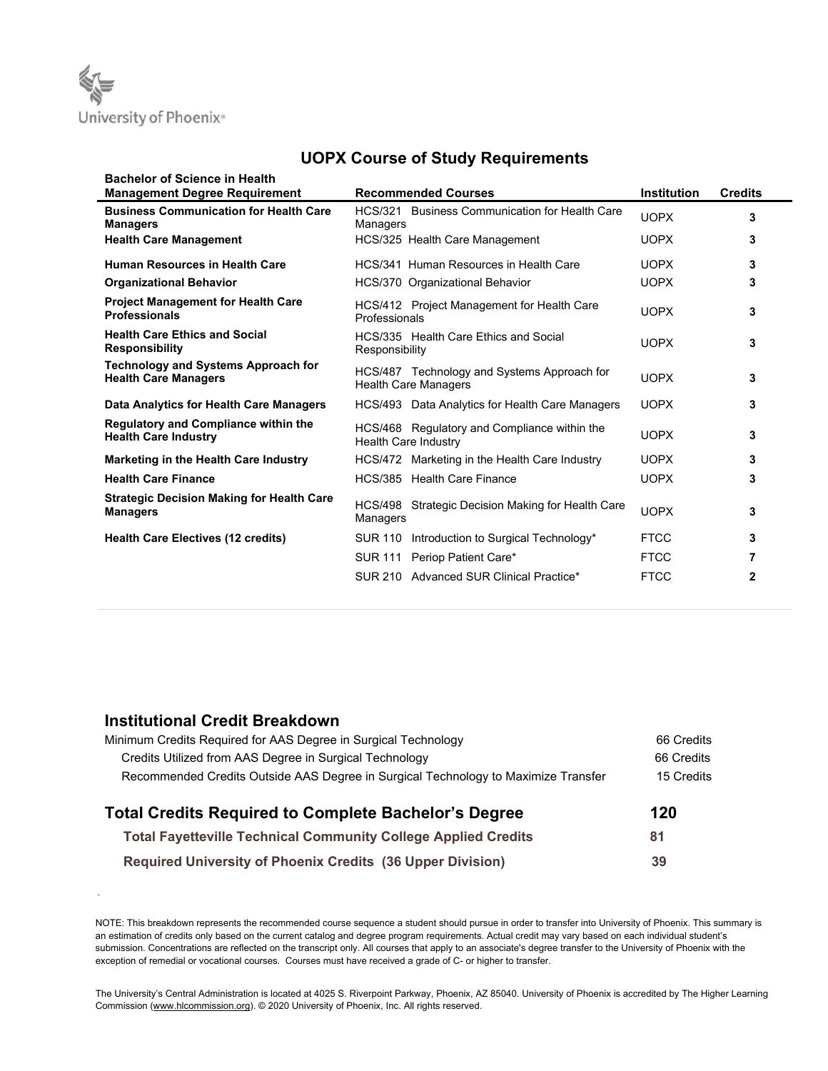## UOPX Course of Study Requirements

| Bachelor of Science in Health Management Degree Requirement | Recommended Courses | Institution | Credits |
|---|---|---|---|
| **Business Communication for Health Care Managers** | HCS/321 Business Communication for Health Care Managers | UOPX | 3 |
| **Health Care Management** | HCS/325 Health Care Management | UOPX | 3 |
| **Human Resources in Health Care** | HCS/341 Human Resources in Health Care | UOPX | 3 |
| **Organizational Behavior** | HCS/370 Organizational Behavior | UOPX | 3 |
| **Project Management for Health Care Professionals** | HCS/412 Project Management for Health Care Professionals | UOPX | 3 |
| **Health Care Ethics and Social Responsibility** | HCS/335 Health Care Ethics and Social Responsibility | UOPX | 3 |
| **Technology and Systems Approach for Health Care Managers** | HCS/487 Technology and Systems Approach for Health Care Managers | UOPX | 3 |
| **Data Analytics for Health Care Managers** | HCS/493 Data Analytics for Health Care Managers | UOPX | 3 |
| **Regulatory and Compliance within the Health Care Industry** | HCS/468 Regulatory and Compliance within the Health Care Industry | UOPX | 3 |
| **Marketing in the Health Care Industry** | HCS/472 Marketing in the Health Care Industry | UOPX | 3 |
| **Health Care Finance** | HCS/385 Health Care Finance | UOPX | 3 |
| **Strategic Decision Making for Health Care Managers** | HCS/498 Strategic Decision Making for Health Care Managers | UOPX | 3 |
| **Health Care Electives (12 credits)** | SUR 110 Introduction to Surgical Technology* | FTCC | 3 |
| | SUR 111 Periop Patient Care* | FTCC | 7 |
| | SUR 210 Advanced SUR Clinical Practice* | FTCC | 2 |

### Institutional Credit Breakdown

| | |
|---|---|
| Minimum Credits Required for AAS Degree in Surgical Technology | 66 Credits |
| Credits Utilized from AAS Degree in Surgical Technology | 66 Credits |
| Recommended Credits Outside AAS Degree in Surgical Technology to Maximize Transfer | 15 Credits |

| | |
|---|---|
| **Total Credits Required to Complete Bachelor's Degree** | **120** |
| **Total Fayetteville Technical Community College Applied Credits** | **81** |
| **Required University of Phoenix Credits (36 Upper Division)** | **39** |

NOTE: This breakdown represents the recommended course sequence a student should pursue in order to transfer into University of Phoenix. This summary is an estimation of credits only based on the current catalog and degree program requirements. Actual credit may vary based on each individual student's submission. Concentrations are reflected on the transcript only. All courses that apply to an associate's degree transfer to the University of Phoenix with the exception of remedial or vocational courses. Courses must have received a grade of C- or higher to transfer.

The University's Central Administration is located at 4025 S. Riverpoint Parkway, Phoenix, AZ 85040. University of Phoenix is accredited by The Higher Learning Commission (www.hlcommission.org). © 2020 University of Phoenix, Inc. All rights reserved.